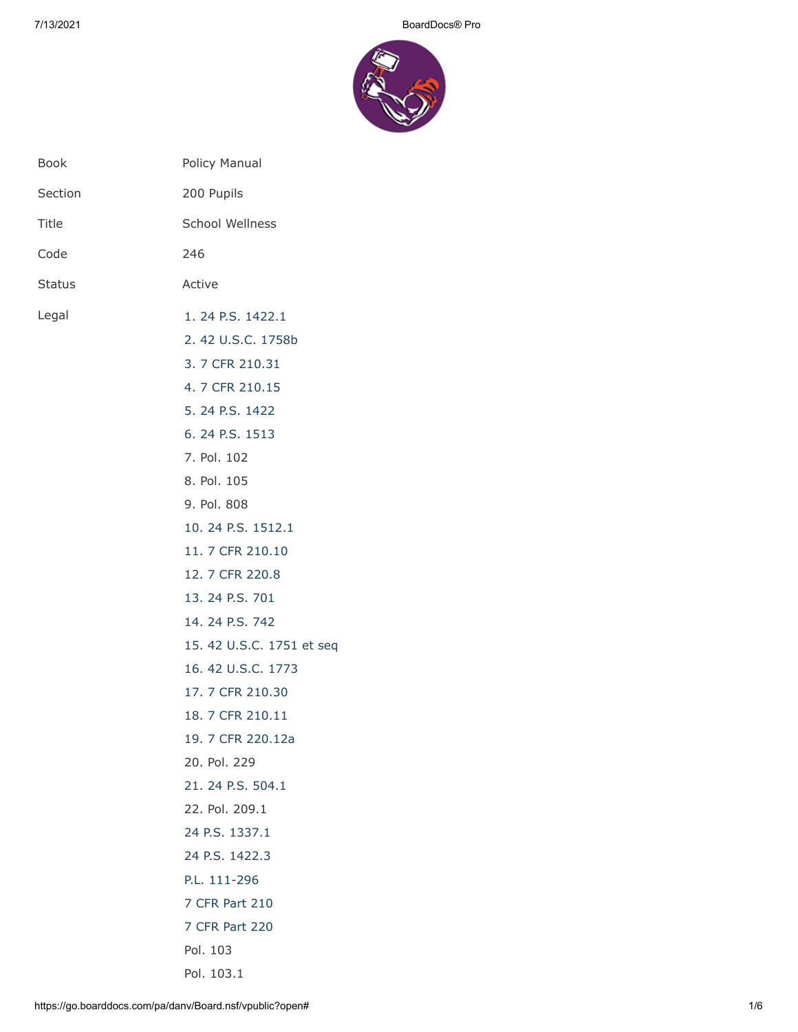| | |
|---|---|
| Book | Policy Manual |
| Section | 200 Pupils |
| Title | School Wellness |
| Code | 246 |
| Status | Active |
| Legal | 1. 24 P.S. 1422.1 |
| | 2. 42 U.S.C. 1758b |
| | 3. 7 CFR 210.31 |
| | 4. 7 CFR 210.15 |
| | 5. 24 P.S. 1422 |
| | 6. 24 P.S. 1513 |
| | 7. Pol. 102 |
| | 8. Pol. 105 |
| | 9. Pol. 808 |
| | 10. 24 P.S. 1512.1 |
| | 11. 7 CFR 210.10 |
| | 12. 7 CFR 220.8 |
| | 13. 24 P.S. 701 |
| | 14. 24 P.S. 742 |
| | 15. 42 U.S.C. 1751 et seq |
| | 16. 42 U.S.C. 1773 |
| | 17. 7 CFR 210.30 |
| | 18. 7 CFR 210.11 |
| | 19. 7 CFR 220.12a |
| | 20. Pol. 229 |
| | 21. 24 P.S. 504.1 |
| | 22. Pol. 209.1 |
| | 24 P.S. 1337.1 |
| | 24 P.S. 1422.3 |
| | P.L. 111-296 |
| | 7 CFR Part 210 |
| | 7 CFR Part 220 |
| | Pol. 103 |
| | Pol. 103.1 |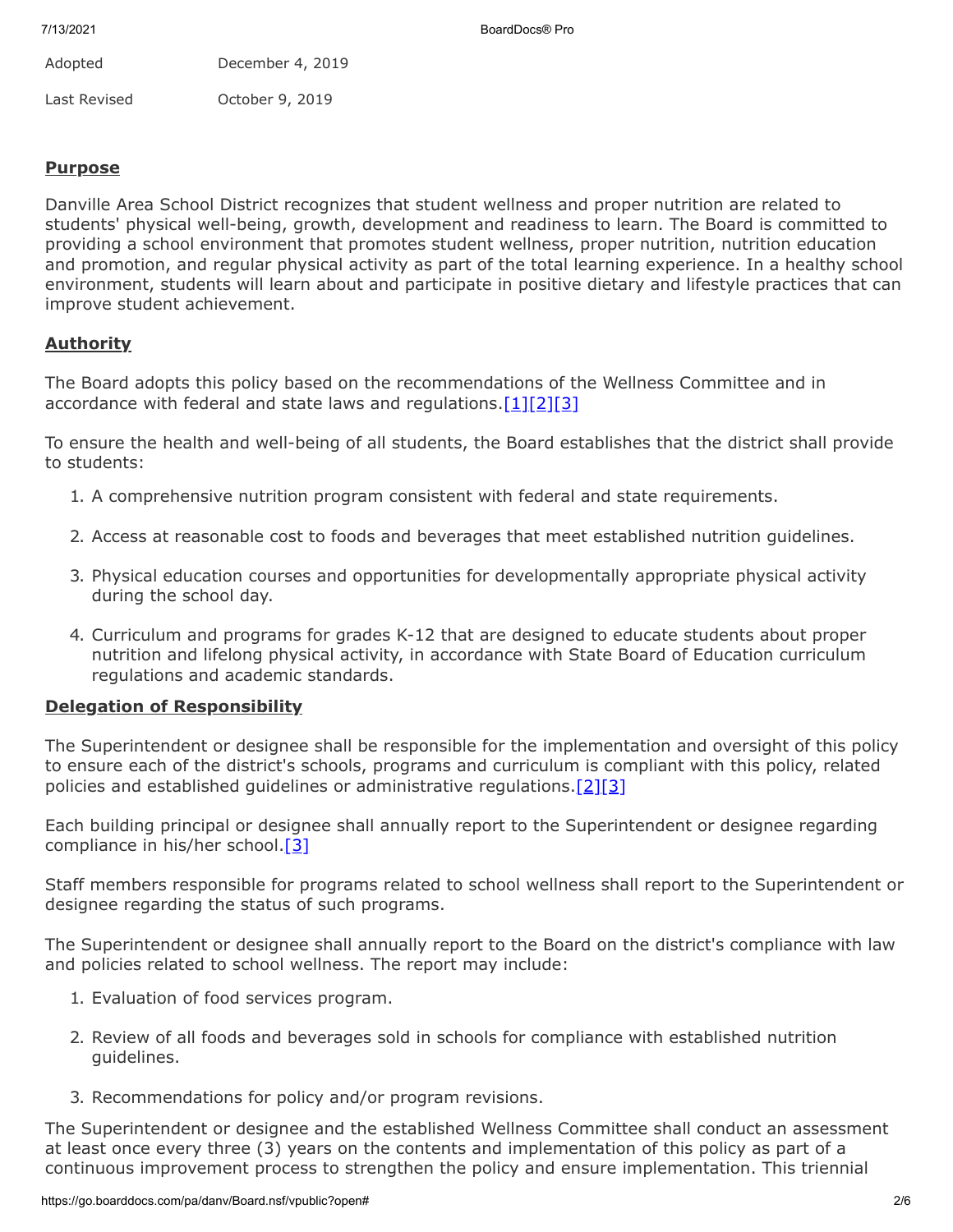| Adopted | December 4, 2019 |
|---|---|
| Last Revised | October 9, 2019 |

**Purpose**

Danville Area School District recognizes that student wellness and proper nutrition are related to students' physical well-being, growth, development and readiness to learn. The Board is committed to providing a school environment that promotes student wellness, proper nutrition, nutrition education and promotion, and regular physical activity as part of the total learning experience. In a healthy school environment, students will learn about and participate in positive dietary and lifestyle practices that can improve student achievement.

**Authority**

The Board adopts this policy based on the recommendations of the Wellness Committee and in accordance with federal and state laws and regulations.[1][2][3]

To ensure the health and well-being of all students, the Board establishes that the district shall provide to students:

1. A comprehensive nutrition program consistent with federal and state requirements.
2. Access at reasonable cost to foods and beverages that meet established nutrition guidelines.
3. Physical education courses and opportunities for developmentally appropriate physical activity during the school day.
4. Curriculum and programs for grades K-12 that are designed to educate students about proper nutrition and lifelong physical activity, in accordance with State Board of Education curriculum regulations and academic standards.

**Delegation of Responsibility**

The Superintendent or designee shall be responsible for the implementation and oversight of this policy to ensure each of the district's schools, programs and curriculum is compliant with this policy, related policies and established guidelines or administrative regulations.[2][3]

Each building principal or designee shall annually report to the Superintendent or designee regarding compliance in his/her school.[3]

Staff members responsible for programs related to school wellness shall report to the Superintendent or designee regarding the status of such programs.

The Superintendent or designee shall annually report to the Board on the district's compliance with law and policies related to school wellness. The report may include:

1. Evaluation of food services program.
2. Review of all foods and beverages sold in schools for compliance with established nutrition guidelines.
3. Recommendations for policy and/or program revisions.

The Superintendent or designee and the established Wellness Committee shall conduct an assessment at least once every three (3) years on the contents and implementation of this policy as part of a continuous improvement process to strengthen the policy and ensure implementation. This triennial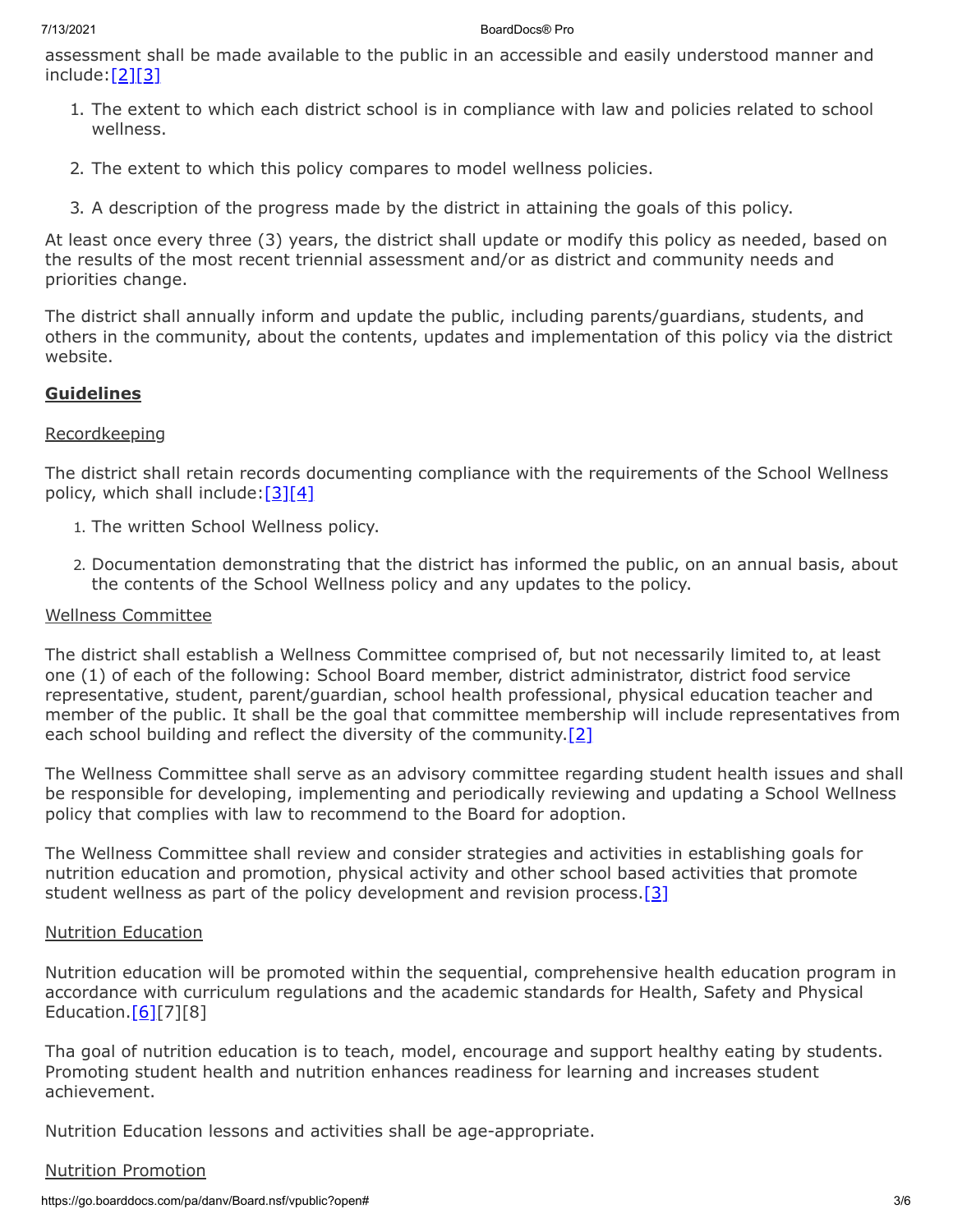assessment shall be made available to the public in an accessible and easily understood manner and include:[2][3]

1. The extent to which each district school is in compliance with law and policies related to school wellness.
2. The extent to which this policy compares to model wellness policies.
3. A description of the progress made by the district in attaining the goals of this policy.

At least once every three (3) years, the district shall update or modify this policy as needed, based on the results of the most recent triennial assessment and/or as district and community needs and priorities change.

The district shall annually inform and update the public, including parents/guardians, students, and others in the community, about the contents, updates and implementation of this policy via the district website.

**Guidelines**

Recordkeeping

The district shall retain records documenting compliance with the requirements of the School Wellness policy, which shall include:[3][4]

1. The written School Wellness policy.
2. Documentation demonstrating that the district has informed the public, on an annual basis, about the contents of the School Wellness policy and any updates to the policy.

Wellness Committee

The district shall establish a Wellness Committee comprised of, but not necessarily limited to, at least one (1) of each of the following: School Board member, district administrator, district food service representative, student, parent/guardian, school health professional, physical education teacher and member of the public. It shall be the goal that committee membership will include representatives from each school building and reflect the diversity of the community.[2]

The Wellness Committee shall serve as an advisory committee regarding student health issues and shall be responsible for developing, implementing and periodically reviewing and updating a School Wellness policy that complies with law to recommend to the Board for adoption.

The Wellness Committee shall review and consider strategies and activities in establishing goals for nutrition education and promotion, physical activity and other school based activities that promote student wellness as part of the policy development and revision process.[3]

Nutrition Education

Nutrition education will be promoted within the sequential, comprehensive health education program in accordance with curriculum regulations and the academic standards for Health, Safety and Physical Education.[6][7][8]

Tha goal of nutrition education is to teach, model, encourage and support healthy eating by students. Promoting student health and nutrition enhances readiness for learning and increases student achievement.

Nutrition Education lessons and activities shall be age-appropriate.

Nutrition Promotion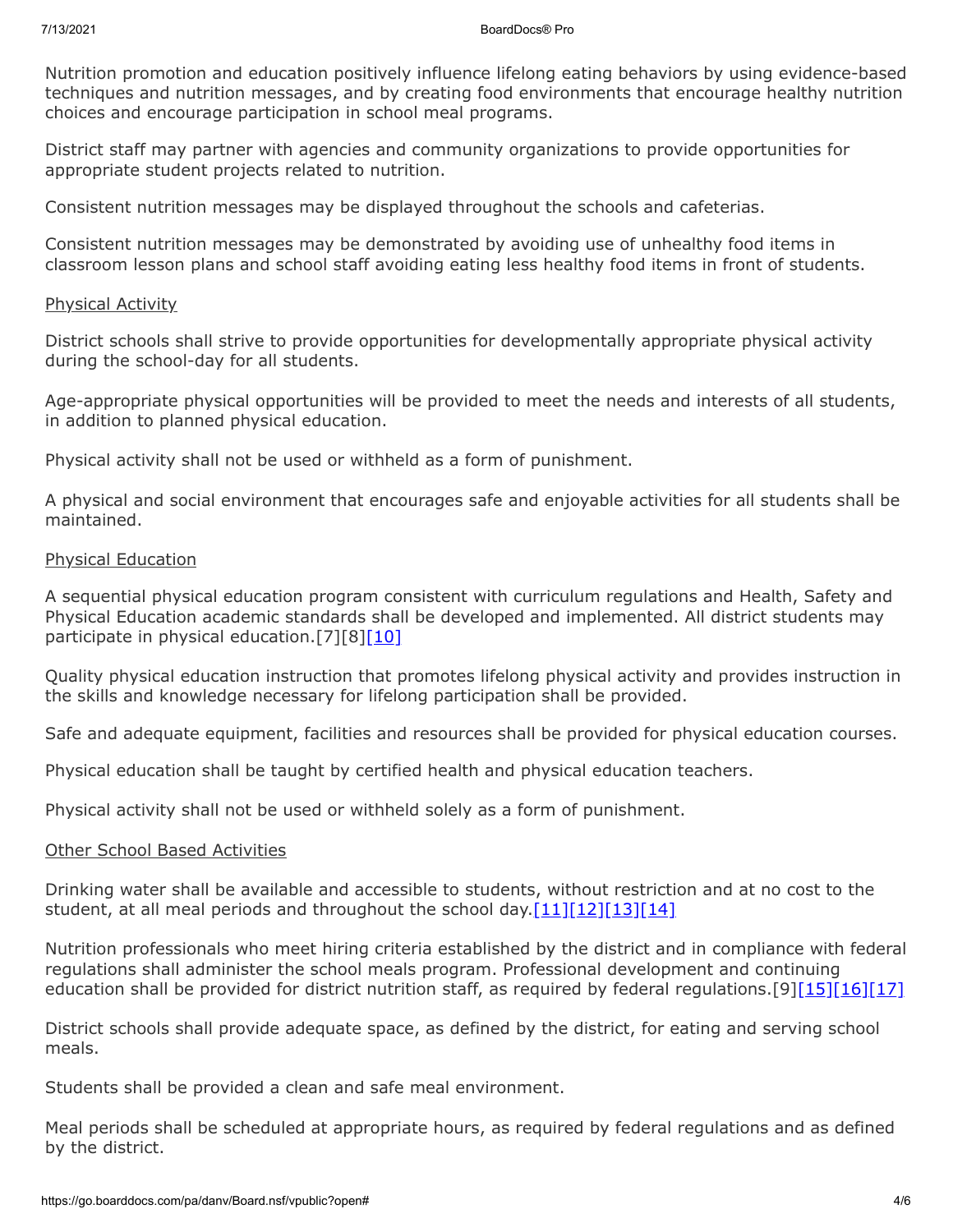Nutrition promotion and education positively influence lifelong eating behaviors by using evidence-based techniques and nutrition messages, and by creating food environments that encourage healthy nutrition choices and encourage participation in school meal programs.

District staff may partner with agencies and community organizations to provide opportunities for appropriate student projects related to nutrition.

Consistent nutrition messages may be displayed throughout the schools and cafeterias.

Consistent nutrition messages may be demonstrated by avoiding use of unhealthy food items in classroom lesson plans and school staff avoiding eating less healthy food items in front of students.

Physical Activity

District schools shall strive to provide opportunities for developmentally appropriate physical activity during the school-day for all students.

Age-appropriate physical opportunities will be provided to meet the needs and interests of all students, in addition to planned physical education.

Physical activity shall not be used or withheld as a form of punishment.

A physical and social environment that encourages safe and enjoyable activities for all students shall be maintained.

Physical Education

A sequential physical education program consistent with curriculum regulations and Health, Safety and Physical Education academic standards shall be developed and implemented. All district students may participate in physical education.[7][8][10]

Quality physical education instruction that promotes lifelong physical activity and provides instruction in the skills and knowledge necessary for lifelong participation shall be provided.

Safe and adequate equipment, facilities and resources shall be provided for physical education courses.

Physical education shall be taught by certified health and physical education teachers.

Physical activity shall not be used or withheld solely as a form of punishment.

Other School Based Activities

Drinking water shall be available and accessible to students, without restriction and at no cost to the student, at all meal periods and throughout the school day.[11][12][13][14]

Nutrition professionals who meet hiring criteria established by the district and in compliance with federal regulations shall administer the school meals program. Professional development and continuing education shall be provided for district nutrition staff, as required by federal regulations.[9][15][16][17]

District schools shall provide adequate space, as defined by the district, for eating and serving school meals.

Students shall be provided a clean and safe meal environment.

Meal periods shall be scheduled at appropriate hours, as required by federal regulations and as defined by the district.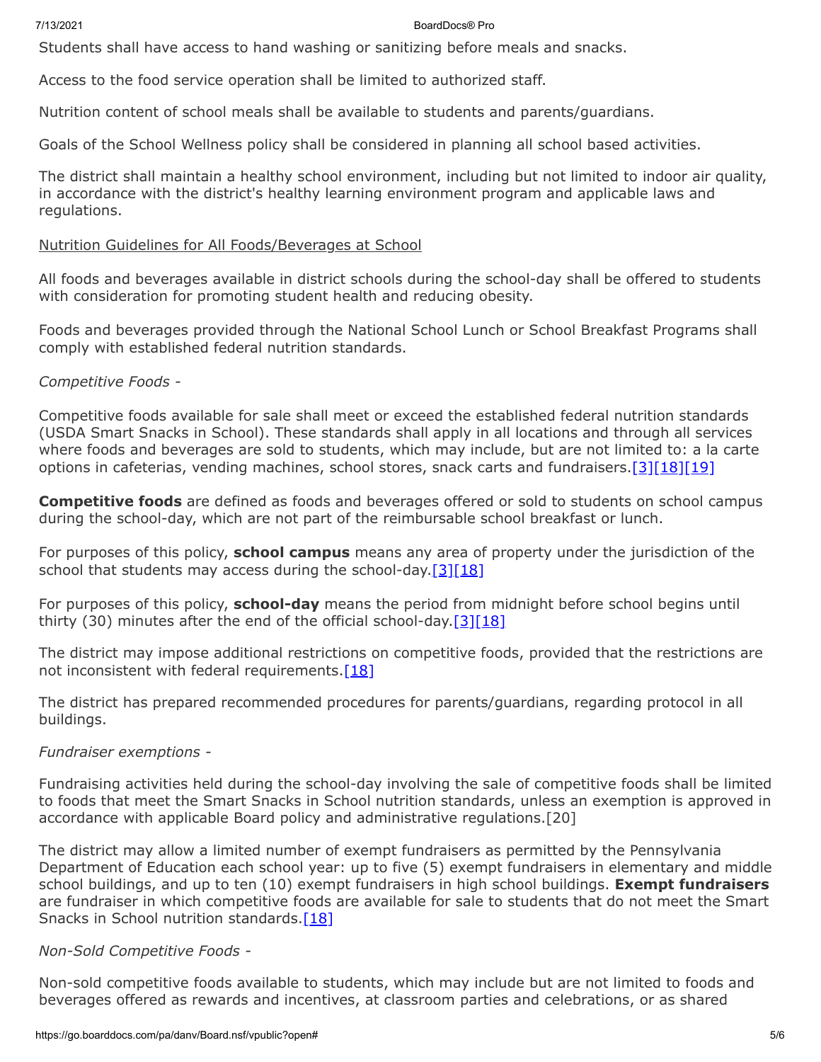Students shall have access to hand washing or sanitizing before meals and snacks.

Access to the food service operation shall be limited to authorized staff.

Nutrition content of school meals shall be available to students and parents/guardians.

Goals of the School Wellness policy shall be considered in planning all school based activities.

The district shall maintain a healthy school environment, including but not limited to indoor air quality, in accordance with the district's healthy learning environment program and applicable laws and regulations.

Nutrition Guidelines for All Foods/Beverages at School

All foods and beverages available in district schools during the school-day shall be offered to students with consideration for promoting student health and reducing obesity.

Foods and beverages provided through the National School Lunch or School Breakfast Programs shall comply with established federal nutrition standards.

*Competitive Foods -*

Competitive foods available for sale shall meet or exceed the established federal nutrition standards (USDA Smart Snacks in School). These standards shall apply in all locations and through all services where foods and beverages are sold to students, which may include, but are not limited to: a la carte options in cafeterias, vending machines, school stores, snack carts and fundraisers.[3][18][19]

**Competitive foods** are defined as foods and beverages offered or sold to students on school campus during the school-day, which are not part of the reimbursable school breakfast or lunch.

For purposes of this policy, **school campus** means any area of property under the jurisdiction of the school that students may access during the school-day.[3][18]

For purposes of this policy, **school-day** means the period from midnight before school begins until thirty (30) minutes after the end of the official school-day.[3][18]

The district may impose additional restrictions on competitive foods, provided that the restrictions are not inconsistent with federal requirements.[18]

The district has prepared recommended procedures for parents/guardians, regarding protocol in all buildings.

*Fundraiser exemptions -*

Fundraising activities held during the school-day involving the sale of competitive foods shall be limited to foods that meet the Smart Snacks in School nutrition standards, unless an exemption is approved in accordance with applicable Board policy and administrative regulations.[20]

The district may allow a limited number of exempt fundraisers as permitted by the Pennsylvania Department of Education each school year: up to five (5) exempt fundraisers in elementary and middle school buildings, and up to ten (10) exempt fundraisers in high school buildings. **Exempt fundraisers** are fundraiser in which competitive foods are available for sale to students that do not meet the Smart Snacks in School nutrition standards.[18]

*Non-Sold Competitive Foods -*

Non-sold competitive foods available to students, which may include but are not limited to foods and beverages offered as rewards and incentives, at classroom parties and celebrations, or as shared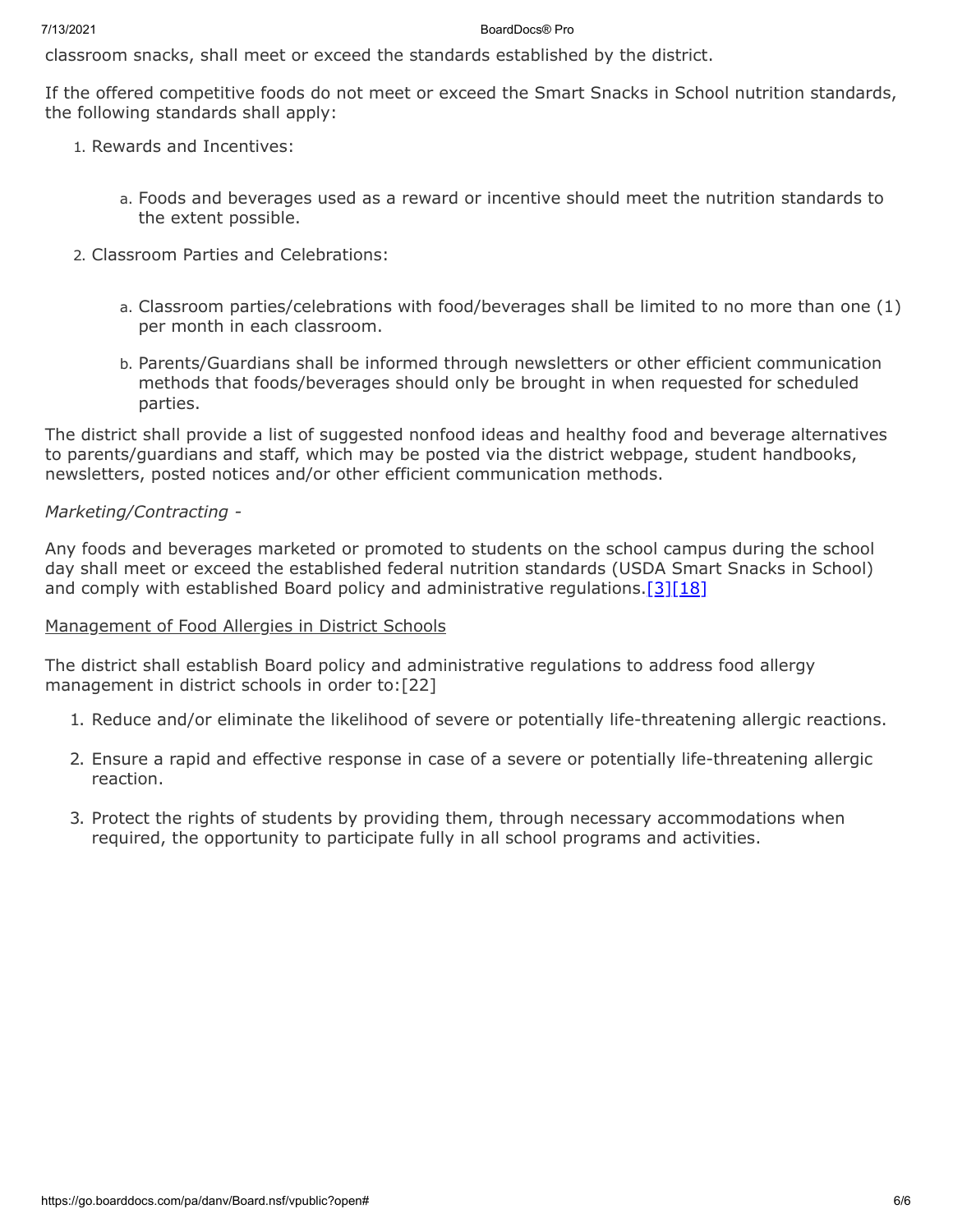classroom snacks, shall meet or exceed the standards established by the district.

If the offered competitive foods do not meet or exceed the Smart Snacks in School nutrition standards, the following standards shall apply:

1. Rewards and Incentives:
   a. Foods and beverages used as a reward or incentive should meet the nutrition standards to the extent possible.
2. Classroom Parties and Celebrations:
   a. Classroom parties/celebrations with food/beverages shall be limited to no more than one (1) per month in each classroom.
   b. Parents/Guardians shall be informed through newsletters or other efficient communication methods that foods/beverages should only be brought in when requested for scheduled parties.

The district shall provide a list of suggested nonfood ideas and healthy food and beverage alternatives to parents/guardians and staff, which may be posted via the district webpage, student handbooks, newsletters, posted notices and/or other efficient communication methods.

*Marketing/Contracting -*

Any foods and beverages marketed or promoted to students on the school campus during the school day shall meet or exceed the established federal nutrition standards (USDA Smart Snacks in School) and comply with established Board policy and administrative regulations.[3][18]

Management of Food Allergies in District Schools

The district shall establish Board policy and administrative regulations to address food allergy management in district schools in order to:[22]

1. Reduce and/or eliminate the likelihood of severe or potentially life-threatening allergic reactions.
2. Ensure a rapid and effective response in case of a severe or potentially life-threatening allergic reaction.
3. Protect the rights of students by providing them, through necessary accommodations when required, the opportunity to participate fully in all school programs and activities.